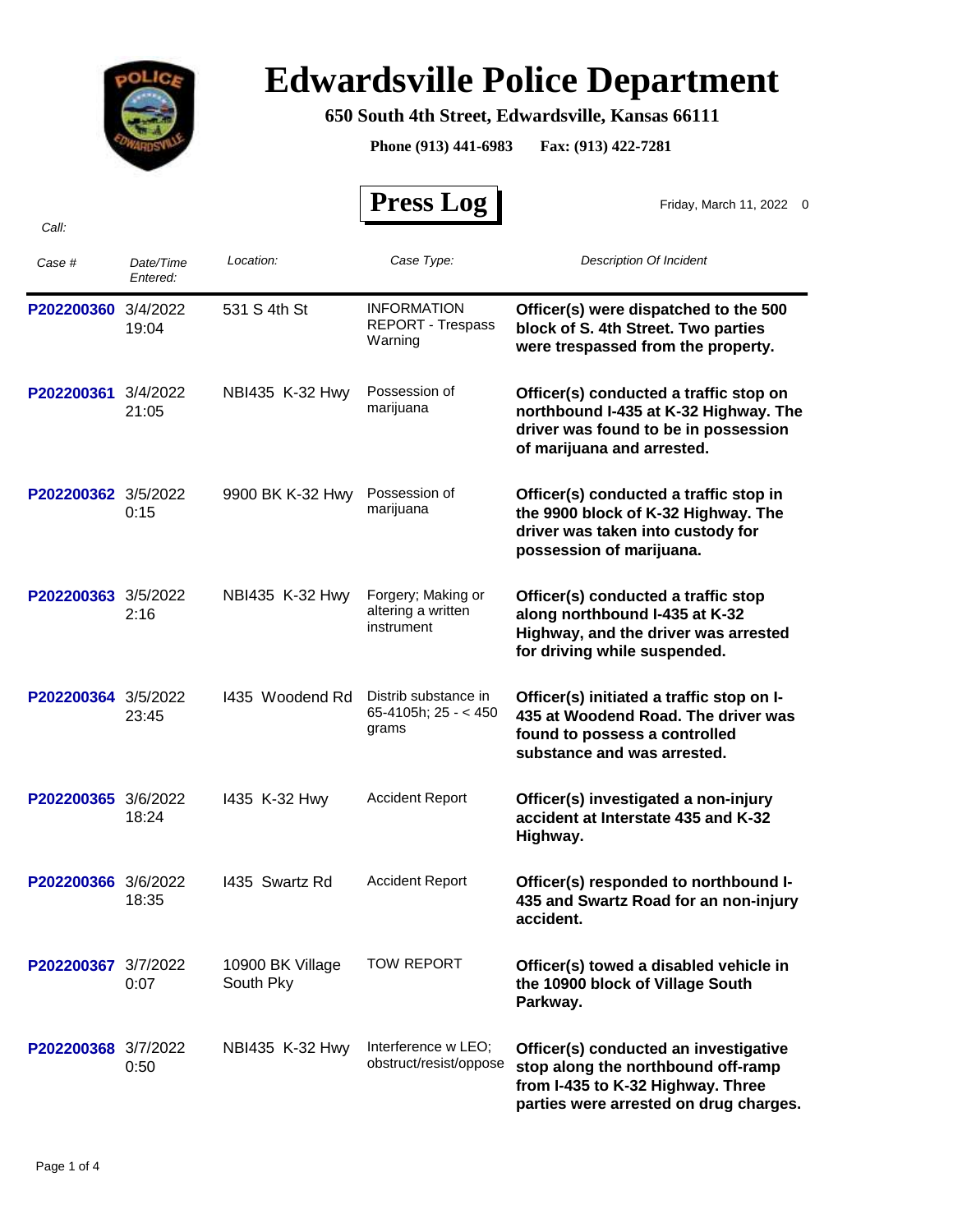# Edwardsville Police Department

**650 South 4th Street, Edwardsville, Kansas 66111**

**Phone (913) 441-6983 Fax: (913) 422-7281**

## Press Log

Friday, March 11, 2022 0

*Call:*

| *Case #* | *Date/Time Entered:* | *Location:* | *Case Type:* | *Description Of Incident* |
|---|---|---|---|---|
| **P202200360** | 3/4/2022 19:04 | 531 S 4th St | INFORMATION REPORT - Trespass Warning | **Officer(s) were dispatched to the 500 block of S. 4th Street. Two parties were trespassed from the property.** |
| **P202200361** | 3/4/2022 21:05 | NBI435 K-32 Hwy | Possession of marijuana | **Officer(s) conducted a traffic stop on northbound I-435 at K-32 Highway. The driver was found to be in possession of marijuana and arrested.** |
| **P202200362** | 3/5/2022 0:15 | 9900 BK K-32 Hwy | Possession of marijuana | **Officer(s) conducted a traffic stop in the 9900 block of K-32 Highway. The driver was taken into custody for possession of marijuana.** |
| **P202200363** | 3/5/2022 2:16 | NBI435 K-32 Hwy | Forgery; Making or altering a written instrument | **Officer(s) conducted a traffic stop along northbound I-435 at K-32 Highway, and the driver was arrested for driving while suspended.** |
| **P202200364** | 3/5/2022 23:45 | I435 Woodend Rd | Distrib substance in 65-4105h; 25 - < 450 grams | **Officer(s) initiated a traffic stop on I-435 at Woodend Road. The driver was found to possess a controlled substance and was arrested.** |
| **P202200365** | 3/6/2022 18:24 | I435 K-32 Hwy | Accident Report | **Officer(s) investigated a non-injury accident at Interstate 435 and K-32 Highway.** |
| **P202200366** | 3/6/2022 18:35 | I435 Swartz Rd | Accident Report | **Officer(s) responded to northbound I-435 and Swartz Road for an non-injury accident.** |
| **P202200367** | 3/7/2022 0:07 | 10900 BK Village South Pky | TOW REPORT | **Officer(s) towed a disabled vehicle in the 10900 block of Village South Parkway.** |
| **P202200368** | 3/7/2022 0:50 | NBI435 K-32 Hwy | Interference w LEO; obstruct/resist/oppose | **Officer(s) conducted an investigative stop along the northbound off-ramp from I-435 to K-32 Highway. Three parties were arrested on drug charges.** |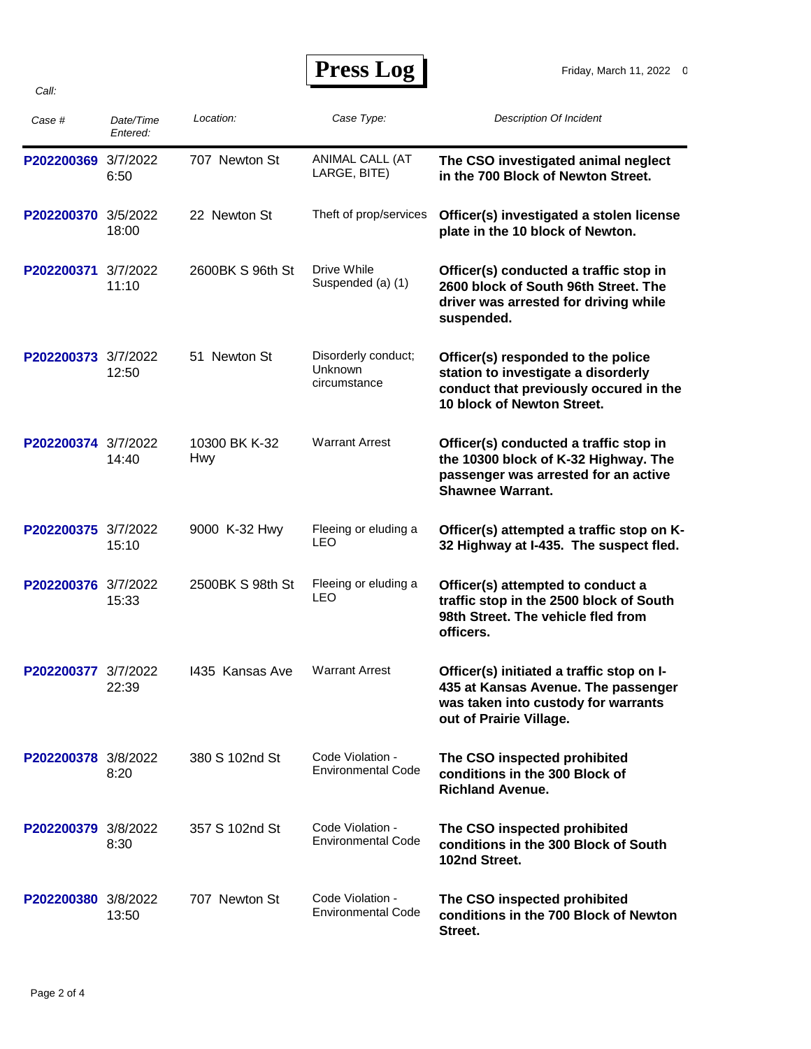# Press Log

Friday, March 11, 2022

*Call:*

| *Case #* | *Date/Time Entered:* | *Location:* | *Case Type:* | *Description Of Incident* |
|---|---|---|---|---|
| P202200369 | 3/7/2022 6:50 | 707 Newton St | ANIMAL CALL (AT LARGE, BITE) | **The CSO investigated animal neglect in the 700 Block of Newton Street.** |
| P202200370 | 3/5/2022 18:00 | 22 Newton St | Theft of prop/services | **Officer(s) investigated a stolen license plate in the 10 block of Newton.** |
| P202200371 | 3/7/2022 11:10 | 2600BK S 96th St | Drive While Suspended (a) (1) | **Officer(s) conducted a traffic stop in 2600 block of South 96th Street. The driver was arrested for driving while suspended.** |
| P202200373 | 3/7/2022 12:50 | 51 Newton St | Disorderly conduct; Unknown circumstance | **Officer(s) responded to the police station to investigate a disorderly conduct that previously occured in the 10 block of Newton Street.** |
| P202200374 | 3/7/2022 14:40 | 10300 BK K-32 Hwy | Warrant Arrest | **Officer(s) conducted a traffic stop in the 10300 block of K-32 Highway. The passenger was arrested for an active Shawnee Warrant.** |
| P202200375 | 3/7/2022 15:10 | 9000 K-32 Hwy | Fleeing or eluding a LEO | **Officer(s) attempted a traffic stop on K-32 Highway at I-435. The suspect fled.** |
| P202200376 | 3/7/2022 15:33 | 2500BK S 98th St | Fleeing or eluding a LEO | **Officer(s) attempted to conduct a traffic stop in the 2500 block of South 98th Street. The vehicle fled from officers.** |
| P202200377 | 3/7/2022 22:39 | I435 Kansas Ave | Warrant Arrest | **Officer(s) initiated a traffic stop on I-435 at Kansas Avenue. The passenger was taken into custody for warrants out of Prairie Village.** |
| P202200378 | 3/8/2022 8:20 | 380 S 102nd St | Code Violation - Environmental Code | **The CSO inspected prohibited conditions in the 300 Block of Richland Avenue.** |
| P202200379 | 3/8/2022 8:30 | 357 S 102nd St | Code Violation - Environmental Code | **The CSO inspected prohibited conditions in the 300 Block of South 102nd Street.** |
| P202200380 | 3/8/2022 13:50 | 707 Newton St | Code Violation - Environmental Code | **The CSO inspected prohibited conditions in the 700 Block of Newton Street.** |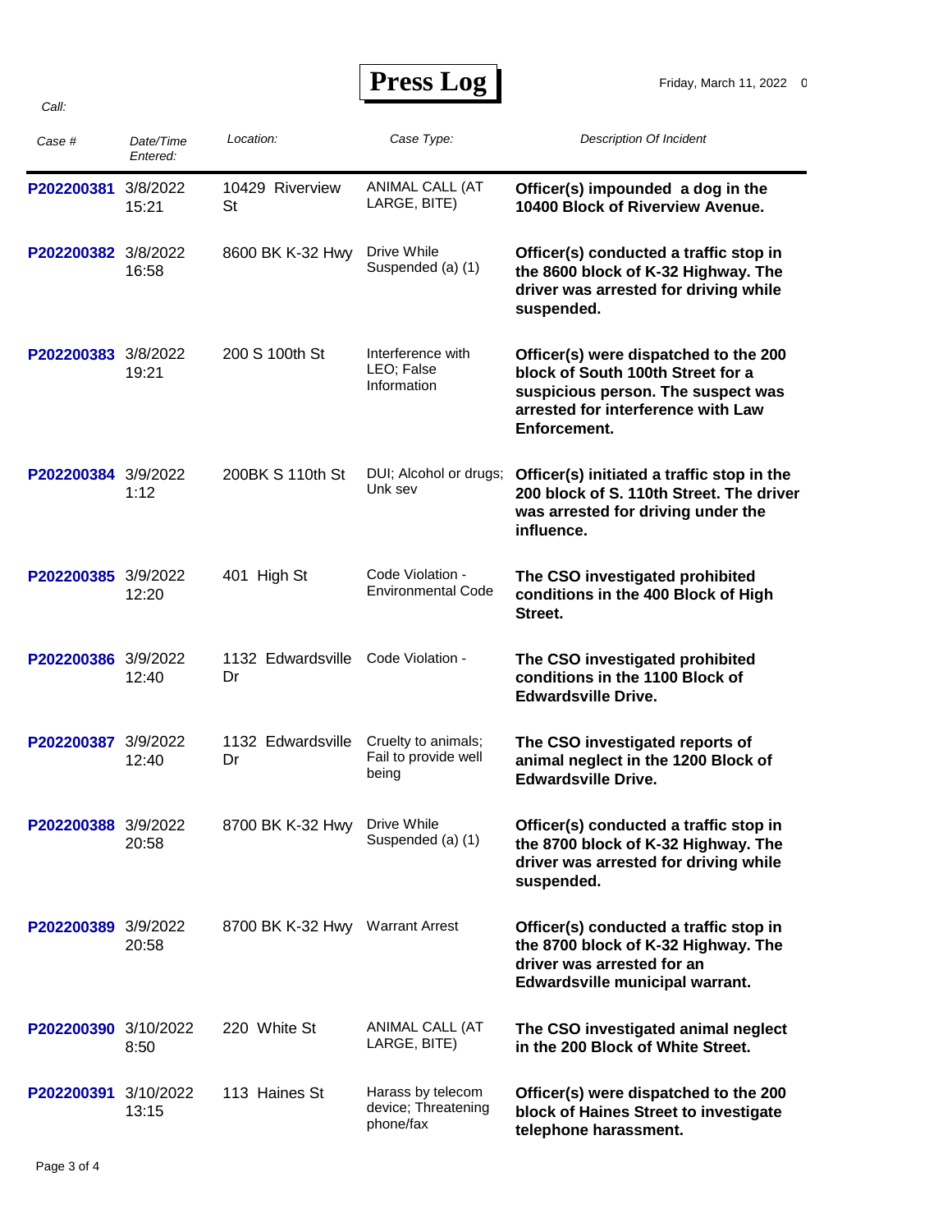# Press Log

Friday, March 11, 2022

*Call:*

| *Case #* | *Date/Time Entered:* | *Location:* | *Case Type:* | *Description Of Incident* |
|---|---|---|---|---|
| P202200381 | 3/8/2022 15:21 | 10429 Riverview St | ANIMAL CALL (AT LARGE, BITE) | **Officer(s) impounded a dog in the 10400 Block of Riverview Avenue.** |
| P202200382 | 3/8/2022 16:58 | 8600 BK K-32 Hwy | Drive While Suspended (a) (1) | **Officer(s) conducted a traffic stop in the 8600 block of K-32 Highway. The driver was arrested for driving while suspended.** |
| P202200383 | 3/8/2022 19:21 | 200 S 100th St | Interference with LEO; False Information | **Officer(s) were dispatched to the 200 block of South 100th Street for a suspicious person. The suspect was arrested for interference with Law Enforcement.** |
| P202200384 | 3/9/2022 1:12 | 200BK S 110th St | DUI; Alcohol or drugs; Unk sev | **Officer(s) initiated a traffic stop in the 200 block of S. 110th Street. The driver was arrested for driving under the influence.** |
| P202200385 | 3/9/2022 12:20 | 401 High St | Code Violation - Environmental Code | **The CSO investigated prohibited conditions in the 400 Block of High Street.** |
| P202200386 | 3/9/2022 12:40 | 1132 Edwardsville Dr | Code Violation - | **The CSO investigated prohibited conditions in the 1100 Block of Edwardsville Drive.** |
| P202200387 | 3/9/2022 12:40 | 1132 Edwardsville Dr | Cruelty to animals; Fail to provide well being | **The CSO investigated reports of animal neglect in the 1200 Block of Edwardsville Drive.** |
| P202200388 | 3/9/2022 20:58 | 8700 BK K-32 Hwy | Drive While Suspended (a) (1) | **Officer(s) conducted a traffic stop in the 8700 block of K-32 Highway. The driver was arrested for driving while suspended.** |
| P202200389 | 3/9/2022 20:58 | 8700 BK K-32 Hwy | Warrant Arrest | **Officer(s) conducted a traffic stop in the 8700 block of K-32 Highway. The driver was arrested for an Edwardsville municipal warrant.** |
| P202200390 | 3/10/2022 8:50 | 220 White St | ANIMAL CALL (AT LARGE, BITE) | **The CSO investigated animal neglect in the 200 Block of White Street.** |
| P202200391 | 3/10/2022 13:15 | 113 Haines St | Harass by telecom device; Threatening phone/fax | **Officer(s) were dispatched to the 200 block of Haines Street to investigate telephone harassment.** |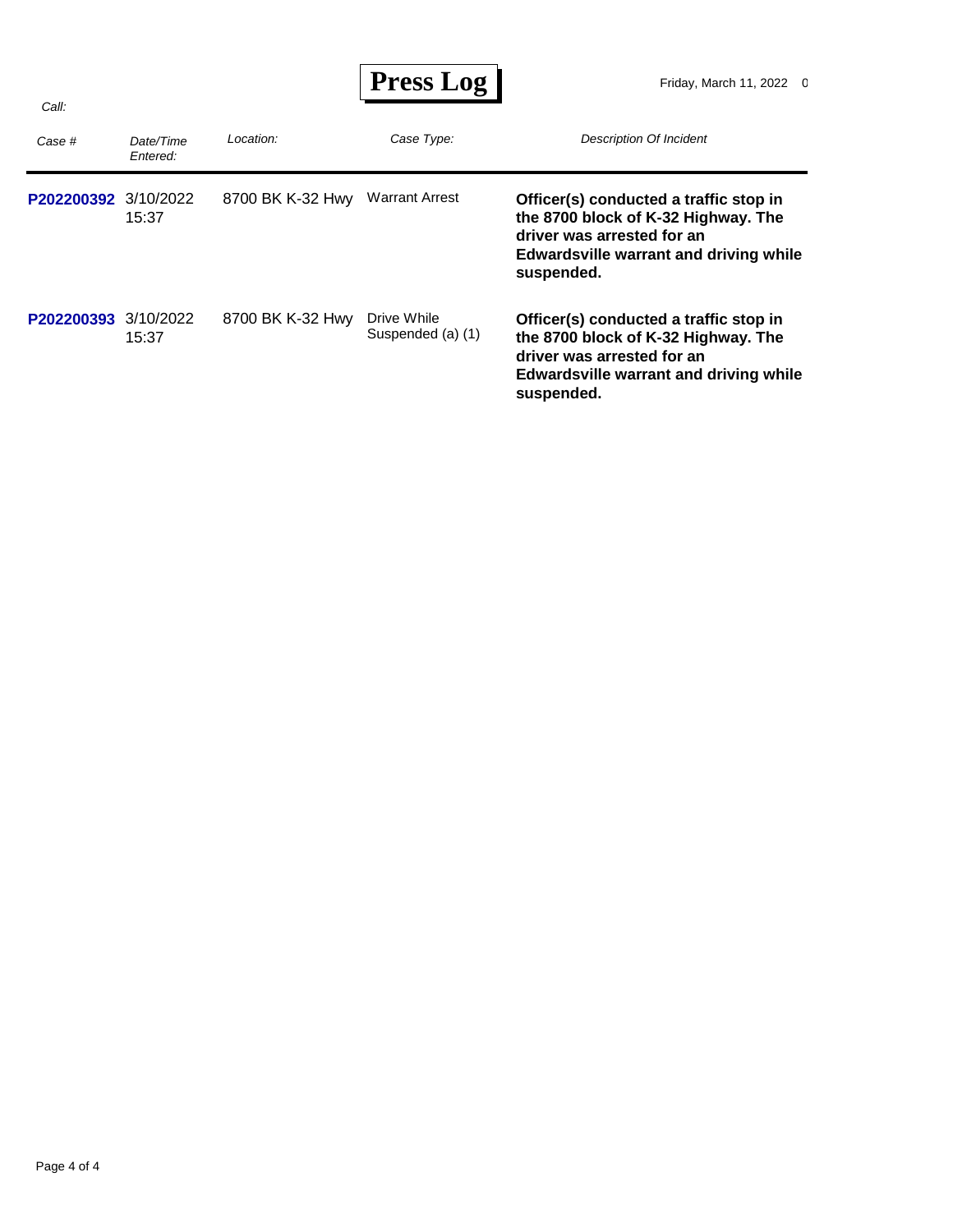# Press Log

Friday, March 11, 2022

*Call:*

| *Case #* | *Date/Time Entered:* | *Location:* | *Case Type:* | *Description Of Incident* |
|---|---|---|---|---|
| **P202200392** | 3/10/2022 15:37 | 8700 BK K-32 Hwy | Warrant Arrest | **Officer(s) conducted a traffic stop in the 8700 block of K-32 Highway. The driver was arrested for an Edwardsville warrant and driving while suspended.** |
| **P202200393** | 3/10/2022 15:37 | 8700 BK K-32 Hwy | Drive While Suspended (a) (1) | **Officer(s) conducted a traffic stop in the 8700 block of K-32 Highway. The driver was arrested for an Edwardsville warrant and driving while suspended.** |